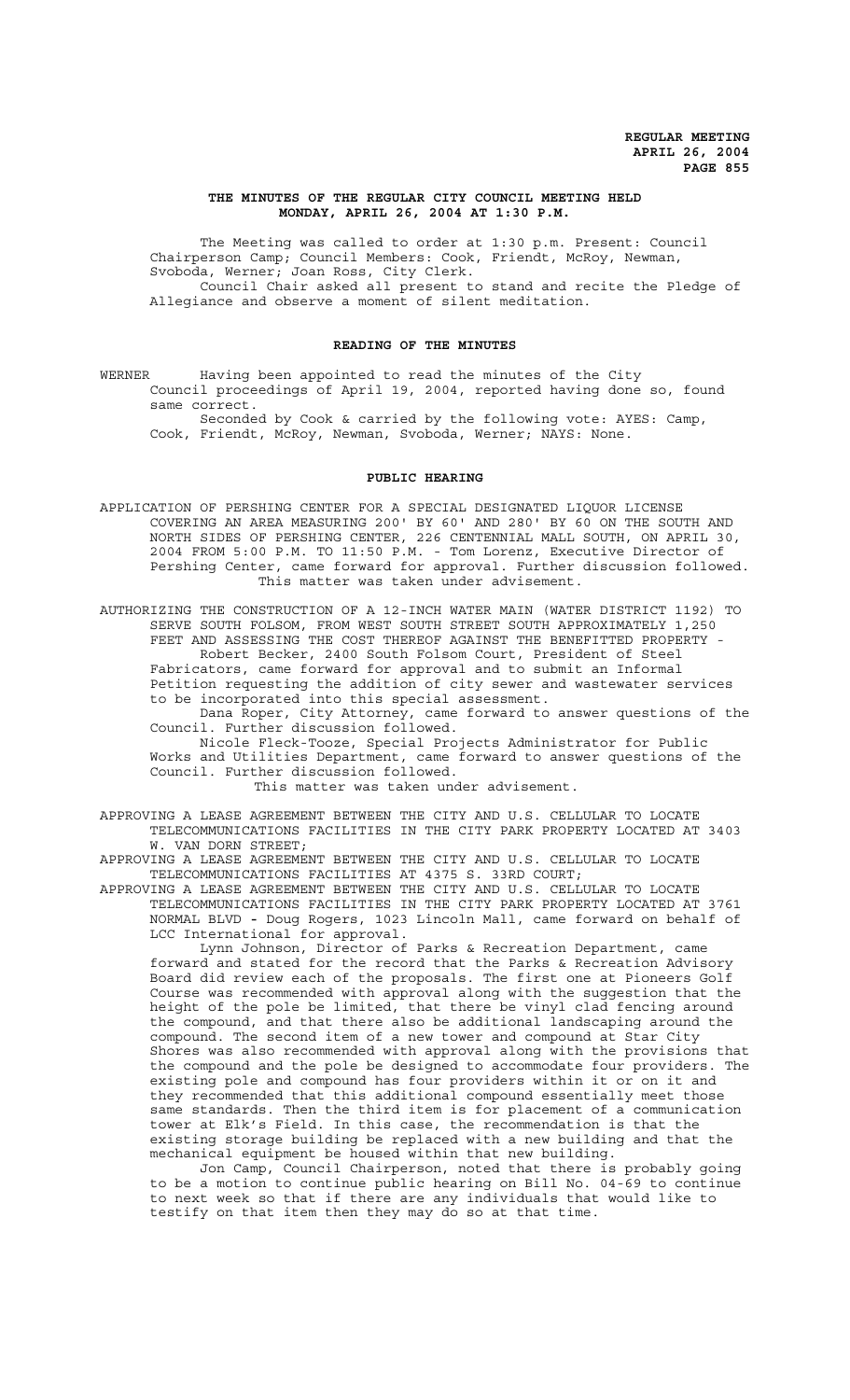# THE MINUTES OF THE REGULAR CITY COUNCIL MEETING HELD MONDAY, APRIL 26, 2004 AT 1:30 P.M.

The Meeting was called to order at 1:30 p.m. Present: Council Chairperson Camp; Council Members: Cook, Friendt, McRoy, Newman, Svoboda, Werner; Joan Ross, City Clerk.

Council Chair asked all present to stand and recite the Pledge of Allegiance and observe a moment of silent meditation.

## READING OF THE MINUTES

WERNER Having been appointed to read the minutes of the City Council proceedings of April 19, 2004, reported having done so, found same correct.

Seconded by Cook & carried by the following vote: AYES: Camp, Cook, Friendt, McRoy, Newman, Svoboda, Werner; NAYS: None.

## PUBLIC HEARING

APPLICATION OF PERSHING CENTER FOR A SPECIAL DESIGNATED LIQUOR LICENSE COVERING AN AREA MEASURING 200' BY 60' AND 280' BY 60 ON THE SOUTH AND NORTH SIDES OF PERSHING CENTER, 226 CENTENNIAL MALL SOUTH, ON APRIL 30, 2004 FROM 5:00 P.M. TO 11:50 P.M. - Tom Lorenz, Executive Director of Pershing Center, came forward for approval. Further discussion followed. This matter was taken under advisement.

AUTHORIZING THE CONSTRUCTION OF A 12-INCH WATER MAIN (WATER DISTRICT 1192) TO SERVE SOUTH FOLSOM, FROM WEST SOUTH STREET SOUTH APPROXIMATELY 1,250 FEET AND ASSESSING THE COST THEREOF AGAINST THE BENEFITTED PROPERTY - Robert Becker, 2400 South Folsom Court, President of Steel Fabricators, came forward for approval and to submit an Informal Petition requesting the addition of city sewer and wastewater services to be incorporated into this special assessment.

Dana Roper, City Attorney, came forward to answer questions of the Council. Further discussion followed.

Nicole Fleck-Tooze, Special Projects Administrator for Public Works and Utilities Department, came forward to answer questions of the Council. Further discussion followed.

This matter was taken under advisement.

APPROVING A LEASE AGREEMENT BETWEEN THE CITY AND U.S. CELLULAR TO LOCATE TELECOMMUNICATIONS FACILITIES IN THE CITY PARK PROPERTY LOCATED AT 3403 W. VAN DORN STREET;

APPROVING A LEASE AGREEMENT BETWEEN THE CITY AND U.S. CELLULAR TO LOCATE TELECOMMUNICATIONS FACILITIES AT 4375 S. 33RD COURT;

APPROVING A LEASE AGREEMENT BETWEEN THE CITY AND U.S. CELLULAR TO LOCATE TELECOMMUNICATIONS FACILITIES IN THE CITY PARK PROPERTY LOCATED AT 3761 NORMAL BLVD - Doug Rogers, 1023 Lincoln Mall, came forward on behalf of LCC International for approval.

Lynn Johnson, Director of Parks & Recreation Department, came forward and stated for the record that the Parks & Recreation Advisory Board did review each of the proposals. The first one at Pioneers Golf Course was recommended with approval along with the suggestion that the height of the pole be limited, that there be vinyl clad fencing around the compound, and that there also be additional landscaping around the compound. The second item of a new tower and compound at Star City Shores was also recommended with approval along with the provisions that the compound and the pole be designed to accommodate four providers. The existing pole and compound has four providers within it or on it and they recommended that this additional compound essentially meet those same standards. Then the third item is for placement of a communication tower at Elk's Field. In this case, the recommendation is that the existing storage building be replaced with a new building and that the mechanical equipment be housed within that new building.

Jon Camp, Council Chairperson, noted that there is probably going to be a motion to continue public hearing on Bill No. 04-69 to continue to next week so that if there are any individuals that would like to testify on that item then they may do so at that time.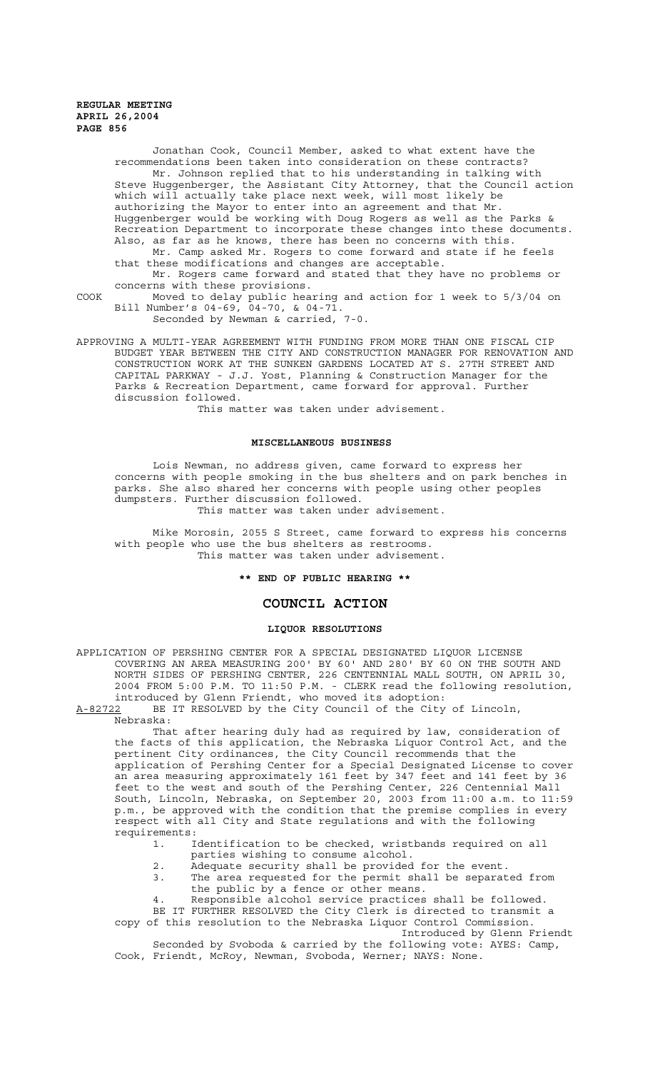Jonathan Cook, Council Member, asked to what extent have the recommendations been taken into consideration on these contracts?

Mr. Johnson replied that to his understanding in talking with Steve Huggenberger, the Assistant City Attorney, that the Council action which will actually take place next week, will most likely be authorizing the Mayor to enter into an agreement and that Mr. Huggenberger would be working with Doug Rogers as well as the Parks & Recreation Department to incorporate these changes into these documents. Also, as far as he knows, there has been no concerns with this.

Mr. Camp asked Mr. Rogers to come forward and state if he feels that these modifications and changes are acceptable.

Mr. Rogers came forward and stated that they have no problems or concerns with these provisions.

COOK Moved to delay public hearing and action for 1 week to 5/3/04 on Bill Number's 04-69, 04-70, & 04-71.

Seconded by Newman & carried, 7-0.

APPROVING A MULTI-YEAR AGREEMENT WITH FUNDING FROM MORE THAN ONE FISCAL CIP BUDGET YEAR BETWEEN THE CITY AND CONSTRUCTION MANAGER FOR RENOVATION AND CONSTRUCTION WORK AT THE SUNKEN GARDENS LOCATED AT S. 27TH STREET AND CAPITAL PARKWAY - J.J. Yost, Planning & Construction Manager for the Parks & Recreation Department, came forward for approval. Further discussion followed.

This matter was taken under advisement.

## MISCELLANEOUS BUSINESS

Lois Newman, no address given, came forward to express her concerns with people smoking in the bus shelters and on park benches in parks. She also shared her concerns with people using other peoples dumpsters. Further discussion followed.

This matter was taken under advisement.

Mike Morosin, 2055 S Street, came forward to express his concerns with people who use the bus shelters as restrooms.

This matter was taken under advisement.

**\*\* END OF PUBLIC HEARING \*\***

# COUNCIL ACTION

## LIQUOR RESOLUTIONS

APPLICATION OF PERSHING CENTER FOR A SPECIAL DESIGNATED LIQUOR LICENSE COVERING AN AREA MEASURING 200' BY 60' AND 280' BY 60 ON THE SOUTH AND NORTH SIDES OF PERSHING CENTER, 226 CENTENNIAL MALL SOUTH, ON APRIL 30, 2004 FROM 5:00 P.M. TO 11:50 P.M. - CLERK read the following resolution, introduced by Glenn Friendt, who moved its adoption:

A-82722 BE IT RESOLVED by the City Council of the City of Lincoln, Nebraska:

That after hearing duly had as required by law, consideration of the facts of this application, the Nebraska Liquor Control Act, and the pertinent City ordinances, the City Council recommends that the application of Pershing Center for a Special Designated License to cover an area measuring approximately 161 feet by 347 feet and 141 feet by 36 feet to the west and south of the Pershing Center, 226 Centennial Mall South, Lincoln, Nebraska, on September 20, 2003 from 11:00 a.m. to 11:59 p.m., be approved with the condition that the premise complies in every respect with all City and State regulations and with the following requirements:

1. Identification to be checked, wristbands required on all parties wishing to consume alcohol.
2. Adequate security shall be provided for the event.
3. The area requested for the permit shall be separated from the public by a fence or other means.
4. Responsible alcohol service practices shall be followed.

BE IT FURTHER RESOLVED the City Clerk is directed to transmit a copy of this resolution to the Nebraska Liquor Control Commission.

Introduced by Glenn Friendt

Seconded by Svoboda & carried by the following vote: AYES: Camp, Cook, Friendt, McRoy, Newman, Svoboda, Werner; NAYS: None.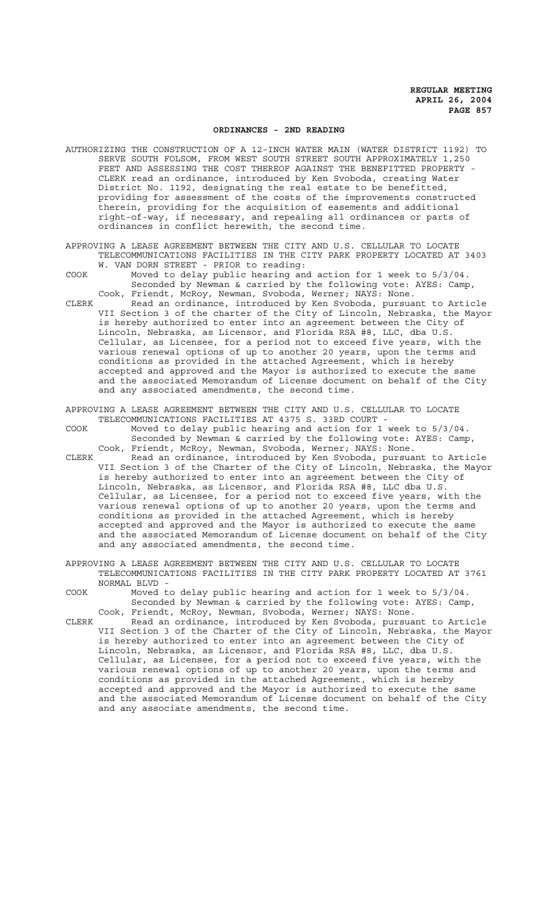## ORDINANCES - 2ND READING

AUTHORIZING THE CONSTRUCTION OF A 12-INCH WATER MAIN (WATER DISTRICT 1192) TO SERVE SOUTH FOLSOM, FROM WEST SOUTH STREET SOUTH APPROXIMATELY 1,250 FEET AND ASSESSING THE COST THEREOF AGAINST THE BENEFITTED PROPERTY - CLERK read an ordinance, introduced by Ken Svoboda, creating Water District No. 1192, designating the real estate to be benefitted, providing for assessment of the costs of the improvements constructed therein, providing for the acquisition of easements and additional right-of-way, if necessary, and repealing all ordinances or parts of ordinances in conflict herewith, the second time.

APPROVING A LEASE AGREEMENT BETWEEN THE CITY AND U.S. CELLULAR TO LOCATE TELECOMMUNICATIONS FACILITIES IN THE CITY PARK PROPERTY LOCATED AT 3403 W. VAN DORN STREET - PRIOR to reading:

COOK Moved to delay public hearing and action for 1 week to 5/3/04.
Seconded by Newman & carried by the following vote: AYES: Camp, Cook, Friendt, McRoy, Newman, Svoboda, Werner; NAYS: None.

CLERK Read an ordinance, introduced by Ken Svoboda, pursuant to Article VII Section 3 of the charter of the City of Lincoln, Nebraska, the Mayor is hereby authorized to enter into an agreement between the City of Lincoln, Nebraska, as Licensor, and Florida RSA #8, LLC, dba U.S. Cellular, as Licensee, for a period not to exceed five years, with the various renewal options of up to another 20 years, upon the terms and conditions as provided in the attached Agreement, which is hereby accepted and approved and the Mayor is authorized to execute the same and the associated Memorandum of License document on behalf of the City and any associated amendments, the second time.

APPROVING A LEASE AGREEMENT BETWEEN THE CITY AND U.S. CELLULAR TO LOCATE TELECOMMUNICATIONS FACILITIES AT 4375 S. 33RD COURT -

COOK Moved to delay public hearing and action for 1 week to 5/3/04.
Seconded by Newman & carried by the following vote: AYES: Camp, Cook, Friendt, McRoy, Newman, Svoboda, Werner; NAYS: None.

CLERK Read an ordinance, introduced by Ken Svoboda, pursuant to Article VII Section 3 of the Charter of the City of Lincoln, Nebraska, the Mayor is hereby authorized to enter into an agreement between the City of Lincoln, Nebraska, as Licensor, and Florida RSA #8, LLC dba U.S. Cellular, as Licensee, for a period not to exceed five years, with the various renewal options of up to another 20 years, upon the terms and conditions as provided in the attached Agreement, which is hereby accepted and approved and the Mayor is authorized to execute the same and the associated Memorandum of License document on behalf of the City and any associated amendments, the second time.

APPROVING A LEASE AGREEMENT BETWEEN THE CITY AND U.S. CELLULAR TO LOCATE TELECOMMUNICATIONS FACILITIES IN THE CITY PARK PROPERTY LOCATED AT 3761 NORMAL BLVD -

COOK Moved to delay public hearing and action for 1 week to 5/3/04.
Seconded by Newman & carried by the following vote: AYES: Camp, Cook, Friendt, McRoy, Newman, Svoboda, Werner; NAYS: None.

CLERK Read an ordinance, introduced by Ken Svoboda, pursuant to Article VII Section 3 of the Charter of the City of Lincoln, Nebraska, the Mayor is hereby authorized to enter into an agreement between the City of Lincoln, Nebraska, as Licensor, and Florida RSA #8, LLC, dba U.S. Cellular, as Licensee, for a period not to exceed five years, with the various renewal options of up to another 20 years, upon the terms and conditions as provided in the attached Agreement, which is hereby accepted and approved and the Mayor is authorized to execute the same and the associated Memorandum of License document on behalf of the City and any associate amendments, the second time.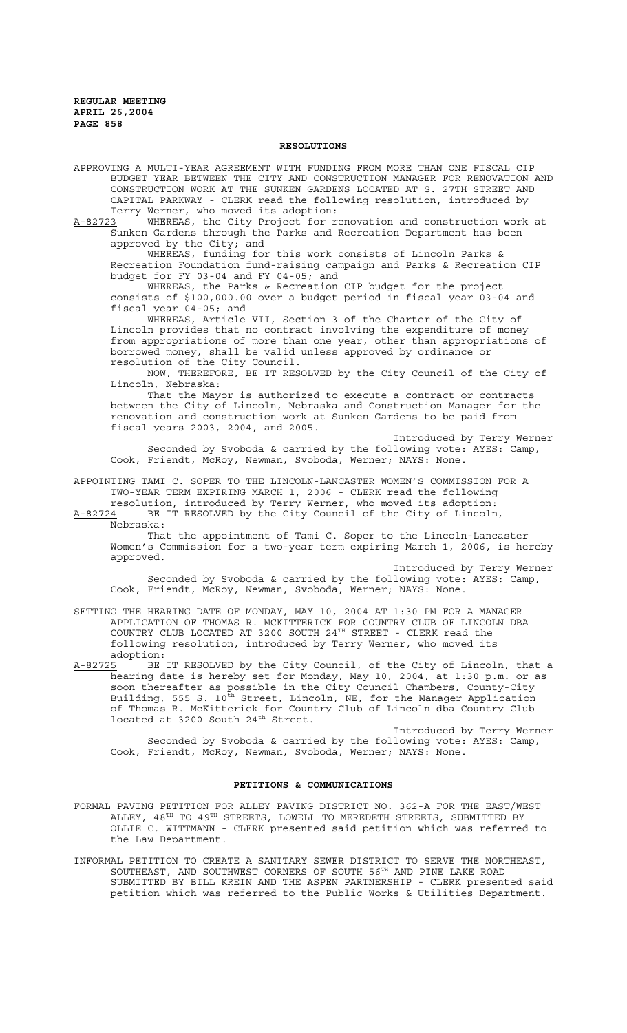## RESOLUTIONS

APPROVING A MULTI-YEAR AGREEMENT WITH FUNDING FROM MORE THAN ONE FISCAL CIP BUDGET YEAR BETWEEN THE CITY AND CONSTRUCTION MANAGER FOR RENOVATION AND CONSTRUCTION WORK AT THE SUNKEN GARDENS LOCATED AT S. 27TH STREET AND CAPITAL PARKWAY - CLERK read the following resolution, introduced by Terry Werner, who moved its adoption:

A-82723 WHEREAS, the City Project for renovation and construction work at Sunken Gardens through the Parks and Recreation Department has been approved by the City; and

WHEREAS, funding for this work consists of Lincoln Parks & Recreation Foundation fund-raising campaign and Parks & Recreation CIP budget for FY 03-04 and FY 04-05; and

WHEREAS, the Parks & Recreation CIP budget for the project consists of $100,000.00 over a budget period in fiscal year 03-04 and fiscal year 04-05; and

WHEREAS, Article VII, Section 3 of the Charter of the City of Lincoln provides that no contract involving the expenditure of money from appropriations of more than one year, other than appropriations of borrowed money, shall be valid unless approved by ordinance or resolution of the City Council.

NOW, THEREFORE, BE IT RESOLVED by the City Council of the City of Lincoln, Nebraska:

That the Mayor is authorized to execute a contract or contracts between the City of Lincoln, Nebraska and Construction Manager for the renovation and construction work at Sunken Gardens to be paid from fiscal years 2003, 2004, and 2005.

Introduced by Terry Werner

Seconded by Svoboda & carried by the following vote: AYES: Camp, Cook, Friendt, McRoy, Newman, Svoboda, Werner; NAYS: None.

APPOINTING TAMI C. SOPER TO THE LINCOLN-LANCASTER WOMEN'S COMMISSION FOR A TWO-YEAR TERM EXPIRING MARCH 1, 2006 - CLERK read the following resolution, introduced by Terry Werner, who moved its adoption:

A-82724 BE IT RESOLVED by the City Council of the City of Lincoln, Nebraska:

That the appointment of Tami C. Soper to the Lincoln-Lancaster Women's Commission for a two-year term expiring March 1, 2006, is hereby approved.

Introduced by Terry Werner

Seconded by Svoboda & carried by the following vote: AYES: Camp, Cook, Friendt, McRoy, Newman, Svoboda, Werner; NAYS: None.

SETTING THE HEARING DATE OF MONDAY, MAY 10, 2004 AT 1:30 PM FOR A MANAGER APPLICATION OF THOMAS R. MCKITTERICK FOR COUNTRY CLUB OF LINCOLN DBA COUNTRY CLUB LOCATED AT 3200 SOUTH 24TH STREET - CLERK read the following resolution, introduced by Terry Werner, who moved its adoption:

A-82725 BE IT RESOLVED by the City Council, of the City of Lincoln, that a hearing date is hereby set for Monday, May 10, 2004, at 1:30 p.m. or as soon thereafter as possible in the City Council Chambers, County-City Building, 555 S. 10th Street, Lincoln, NE, for the Manager Application of Thomas R. McKitterick for Country Club of Lincoln dba Country Club located at 3200 South 24th Street.

Introduced by Terry Werner

Seconded by Svoboda & carried by the following vote: AYES: Camp, Cook, Friendt, McRoy, Newman, Svoboda, Werner; NAYS: None.

## PETITIONS & COMMUNICATIONS

FORMAL PAVING PETITION FOR ALLEY PAVING DISTRICT NO. 362-A FOR THE EAST/WEST ALLEY, 48TH TO 49TH STREETS, LOWELL TO MEREDETH STREETS, SUBMITTED BY OLLIE C. WITTMANN - CLERK presented said petition which was referred to the Law Department.

INFORMAL PETITION TO CREATE A SANITARY SEWER DISTRICT TO SERVE THE NORTHEAST, SOUTHEAST, AND SOUTHWEST CORNERS OF SOUTH 56TH AND PINE LAKE ROAD SUBMITTED BY BILL KREIN AND THE ASPEN PARTNERSHIP - CLERK presented said petition which was referred to the Public Works & Utilities Department.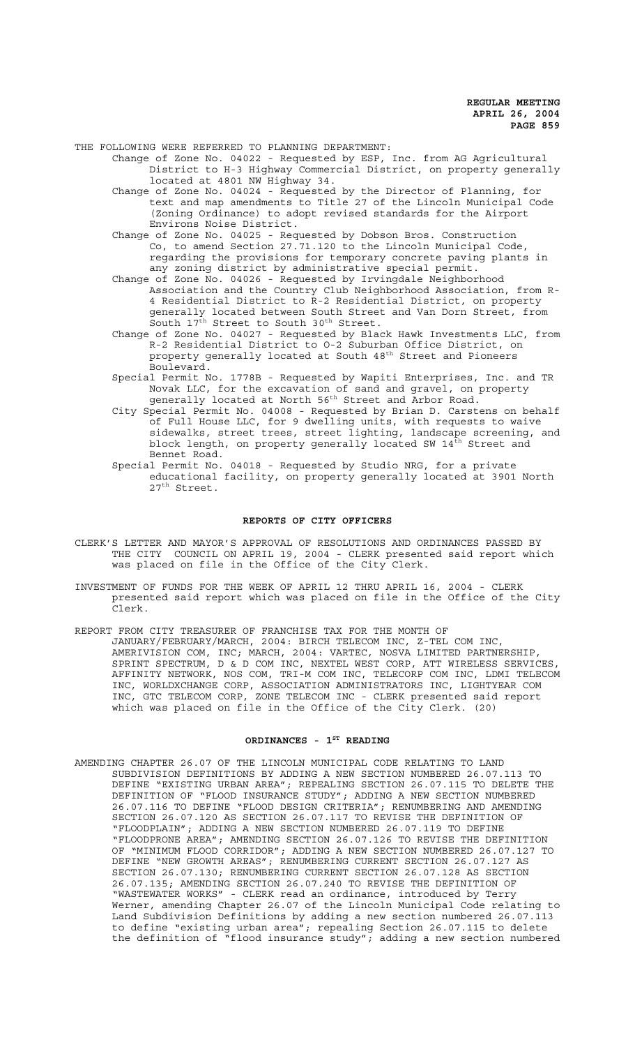THE FOLLOWING WERE REFERRED TO PLANNING DEPARTMENT:

Change of Zone No. 04022 - Requested by ESP, Inc. from AG Agricultural District to H-3 Highway Commercial District, on property generally located at 4801 NW Highway 34.

Change of Zone No. 04024 - Requested by the Director of Planning, for text and map amendments to Title 27 of the Lincoln Municipal Code (Zoning Ordinance) to adopt revised standards for the Airport Environs Noise District.

Change of Zone No. 04025 - Requested by Dobson Bros. Construction Co, to amend Section 27.71.120 to the Lincoln Municipal Code, regarding the provisions for temporary concrete paving plants in any zoning district by administrative special permit.

Change of Zone No. 04026 - Requested by Irvingdale Neighborhood Association and the Country Club Neighborhood Association, from R-4 Residential District to R-2 Residential District, on property generally located between South Street and Van Dorn Street, from South 17th Street to South 30th Street.

Change of Zone No. 04027 - Requested by Black Hawk Investments LLC, from R-2 Residential District to O-2 Suburban Office District, on property generally located at South 48th Street and Pioneers Boulevard.

Special Permit No. 1778B - Requested by Wapiti Enterprises, Inc. and TR Novak LLC, for the excavation of sand and gravel, on property generally located at North 56th Street and Arbor Road.

City Special Permit No. 04008 - Requested by Brian D. Carstens on behalf of Full House LLC, for 9 dwelling units, with requests to waive sidewalks, street trees, street lighting, landscape screening, and block length, on property generally located SW 14th Street and Bennet Road.

Special Permit No. 04018 - Requested by Studio NRG, for a private educational facility, on property generally located at 3901 North 27th Street.

## REPORTS OF CITY OFFICERS

CLERK'S LETTER AND MAYOR'S APPROVAL OF RESOLUTIONS AND ORDINANCES PASSED BY THE CITY COUNCIL ON APRIL 19, 2004 - CLERK presented said report which was placed on file in the Office of the City Clerk.

INVESTMENT OF FUNDS FOR THE WEEK OF APRIL 12 THRU APRIL 16, 2004 - CLERK presented said report which was placed on file in the Office of the City Clerk.

REPORT FROM CITY TREASURER OF FRANCHISE TAX FOR THE MONTH OF JANUARY/FEBRUARY/MARCH, 2004: BIRCH TELECOM INC, Z-TEL COM INC, AMERIVISION COM, INC; MARCH, 2004: VARTEC, NOSVA LIMITED PARTNERSHIP, SPRINT SPECTRUM, D & D COM INC, NEXTEL WEST CORP, ATT WIRELESS SERVICES, AFFINITY NETWORK, NOS COM, TRI-M COM INC, TELECORP COM INC, LDMI TELECOM INC, WORLDXCHANGE CORP, ASSOCIATION ADMINISTRATORS INC, LIGHTYEAR COM INC, GTC TELECOM CORP, ZONE TELECOM INC - CLERK presented said report which was placed on file in the Office of the City Clerk. (20)

## ORDINANCES - 1ST READING

AMENDING CHAPTER 26.07 OF THE LINCOLN MUNICIPAL CODE RELATING TO LAND SUBDIVISION DEFINITIONS BY ADDING A NEW SECTION NUMBERED 26.07.113 TO DEFINE "EXISTING URBAN AREA"; REPEALING SECTION 26.07.115 TO DELETE THE DEFINITION OF "FLOOD INSURANCE STUDY"; ADDING A NEW SECTION NUMBERED 26.07.116 TO DEFINE "FLOOD DESIGN CRITERIA"; RENUMBERING AND AMENDING SECTION 26.07.120 AS SECTION 26.07.117 TO REVISE THE DEFINITION OF "FLOODPLAIN"; ADDING A NEW SECTION NUMBERED 26.07.119 TO DEFINE "FLOODPRONE AREA"; AMENDING SECTION 26.07.126 TO REVISE THE DEFINITION OF "MINIMUM FLOOD CORRIDOR"; ADDING A NEW SECTION NUMBERED 26.07.127 TO DEFINE "NEW GROWTH AREAS"; RENUMBERING CURRENT SECTION 26.07.127 AS SECTION 26.07.130; RENUMBERING CURRENT SECTION 26.07.128 AS SECTION 26.07.135; AMENDING SECTION 26.07.240 TO REVISE THE DEFINITION OF "WASTEWATER WORKS" - CLERK read an ordinance, introduced by Terry Werner, amending Chapter 26.07 of the Lincoln Municipal Code relating to Land Subdivision Definitions by adding a new section numbered 26.07.113 to define "existing urban area"; repealing Section 26.07.115 to delete the definition of "flood insurance study"; adding a new section numbered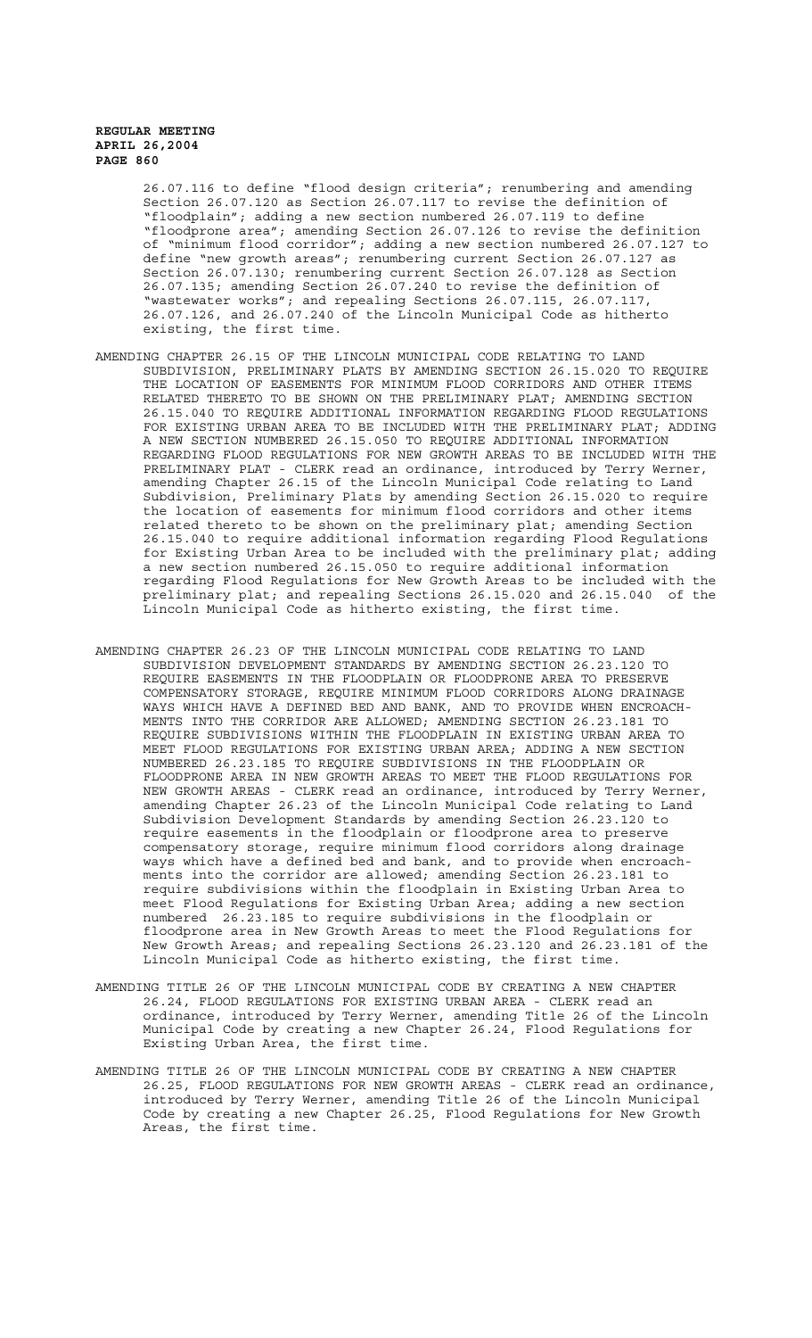26.07.116 to define "flood design criteria"; renumbering and amending Section 26.07.120 as Section 26.07.117 to revise the definition of "floodplain"; adding a new section numbered 26.07.119 to define "floodprone area"; amending Section 26.07.126 to revise the definition of "minimum flood corridor"; adding a new section numbered 26.07.127 to define "new growth areas"; renumbering current Section 26.07.127 as Section 26.07.130; renumbering current Section 26.07.128 as Section 26.07.135; amending Section 26.07.240 to revise the definition of "wastewater works"; and repealing Sections 26.07.115, 26.07.117, 26.07.126, and 26.07.240 of the Lincoln Municipal Code as hitherto existing, the first time.

AMENDING CHAPTER 26.15 OF THE LINCOLN MUNICIPAL CODE RELATING TO LAND SUBDIVISION, PRELIMINARY PLATS BY AMENDING SECTION 26.15.020 TO REQUIRE THE LOCATION OF EASEMENTS FOR MINIMUM FLOOD CORRIDORS AND OTHER ITEMS RELATED THERETO TO BE SHOWN ON THE PRELIMINARY PLAT; AMENDING SECTION 26.15.040 TO REQUIRE ADDITIONAL INFORMATION REGARDING FLOOD REGULATIONS FOR EXISTING URBAN AREA TO BE INCLUDED WITH THE PRELIMINARY PLAT; ADDING A NEW SECTION NUMBERED 26.15.050 TO REQUIRE ADDITIONAL INFORMATION REGARDING FLOOD REGULATIONS FOR NEW GROWTH AREAS TO BE INCLUDED WITH THE PRELIMINARY PLAT - CLERK read an ordinance, introduced by Terry Werner, amending Chapter 26.15 of the Lincoln Municipal Code relating to Land Subdivision, Preliminary Plats by amending Section 26.15.020 to require the location of easements for minimum flood corridors and other items related thereto to be shown on the preliminary plat; amending Section 26.15.040 to require additional information regarding Flood Regulations for Existing Urban Area to be included with the preliminary plat; adding a new section numbered 26.15.050 to require additional information regarding Flood Regulations for New Growth Areas to be included with the preliminary plat; and repealing Sections 26.15.020 and 26.15.040 of the Lincoln Municipal Code as hitherto existing, the first time.

AMENDING CHAPTER 26.23 OF THE LINCOLN MUNICIPAL CODE RELATING TO LAND SUBDIVISION DEVELOPMENT STANDARDS BY AMENDING SECTION 26.23.120 TO REQUIRE EASEMENTS IN THE FLOODPLAIN OR FLOODPRONE AREA TO PRESERVE COMPENSATORY STORAGE, REQUIRE MINIMUM FLOOD CORRIDORS ALONG DRAINAGE WAYS WHICH HAVE A DEFINED BED AND BANK, AND TO PROVIDE WHEN ENCROACHMENTS INTO THE CORRIDOR ARE ALLOWED; AMENDING SECTION 26.23.181 TO REQUIRE SUBDIVISIONS WITHIN THE FLOODPLAIN IN EXISTING URBAN AREA TO MEET FLOOD REGULATIONS FOR EXISTING URBAN AREA; ADDING A NEW SECTION NUMBERED 26.23.185 TO REQUIRE SUBDIVISIONS IN THE FLOODPLAIN OR FLOODPRONE AREA IN NEW GROWTH AREAS TO MEET THE FLOOD REGULATIONS FOR NEW GROWTH AREAS - CLERK read an ordinance, introduced by Terry Werner, amending Chapter 26.23 of the Lincoln Municipal Code relating to Land Subdivision Development Standards by amending Section 26.23.120 to require easements in the floodplain or floodprone area to preserve compensatory storage, require minimum flood corridors along drainage ways which have a defined bed and bank, and to provide when encroachments into the corridor are allowed; amending Section 26.23.181 to require subdivisions within the floodplain in Existing Urban Area to meet Flood Regulations for Existing Urban Area; adding a new section numbered 26.23.185 to require subdivisions in the floodplain or floodprone area in New Growth Areas to meet the Flood Regulations for New Growth Areas; and repealing Sections 26.23.120 and 26.23.181 of the Lincoln Municipal Code as hitherto existing, the first time.

AMENDING TITLE 26 OF THE LINCOLN MUNICIPAL CODE BY CREATING A NEW CHAPTER 26.24, FLOOD REGULATIONS FOR EXISTING URBAN AREA - CLERK read an ordinance, introduced by Terry Werner, amending Title 26 of the Lincoln Municipal Code by creating a new Chapter 26.24, Flood Regulations for Existing Urban Area, the first time.

AMENDING TITLE 26 OF THE LINCOLN MUNICIPAL CODE BY CREATING A NEW CHAPTER 26.25, FLOOD REGULATIONS FOR NEW GROWTH AREAS - CLERK read an ordinance, introduced by Terry Werner, amending Title 26 of the Lincoln Municipal Code by creating a new Chapter 26.25, Flood Regulations for New Growth Areas, the first time.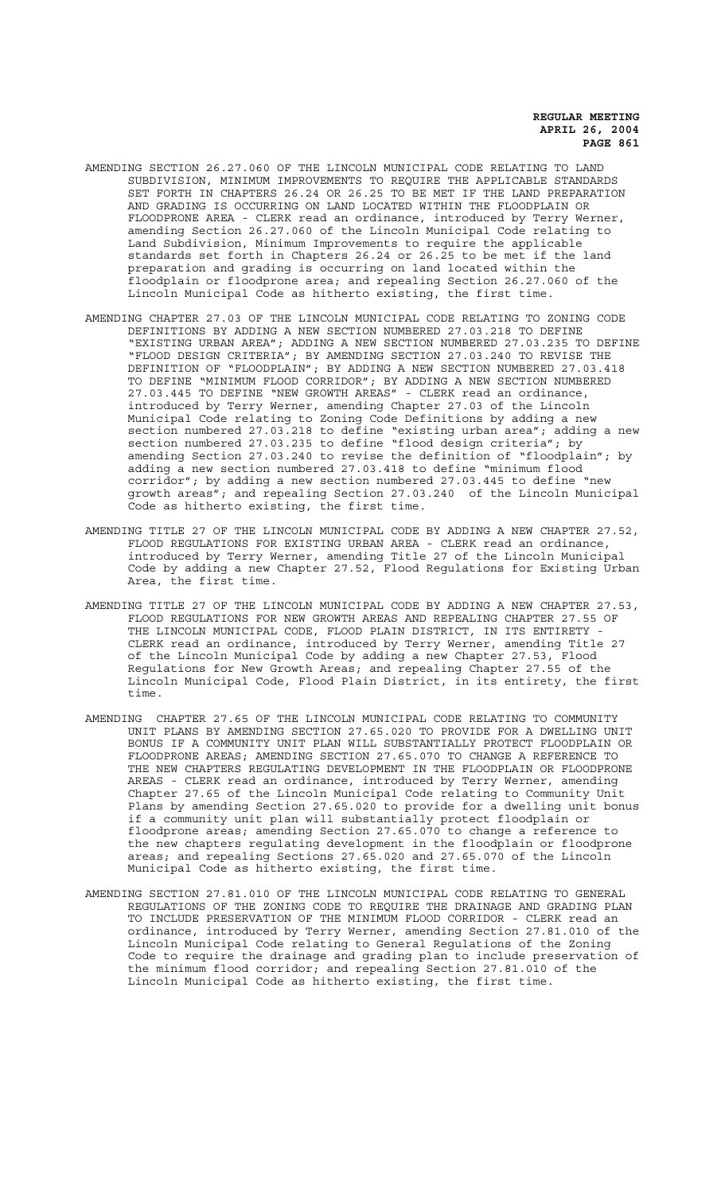AMENDING SECTION 26.27.060 OF THE LINCOLN MUNICIPAL CODE RELATING TO LAND SUBDIVISION, MINIMUM IMPROVEMENTS TO REQUIRE THE APPLICABLE STANDARDS SET FORTH IN CHAPTERS 26.24 OR 26.25 TO BE MET IF THE LAND PREPARATION AND GRADING IS OCCURRING ON LAND LOCATED WITHIN THE FLOODPLAIN OR FLOODPRONE AREA - CLERK read an ordinance, introduced by Terry Werner, amending Section 26.27.060 of the Lincoln Municipal Code relating to Land Subdivision, Minimum Improvements to require the applicable standards set forth in Chapters 26.24 or 26.25 to be met if the land preparation and grading is occurring on land located within the floodplain or floodprone area; and repealing Section 26.27.060 of the Lincoln Municipal Code as hitherto existing, the first time.

AMENDING CHAPTER 27.03 OF THE LINCOLN MUNICIPAL CODE RELATING TO ZONING CODE DEFINITIONS BY ADDING A NEW SECTION NUMBERED 27.03.218 TO DEFINE "EXISTING URBAN AREA"; ADDING A NEW SECTION NUMBERED 27.03.235 TO DEFINE "FLOOD DESIGN CRITERIA"; BY AMENDING SECTION 27.03.240 TO REVISE THE DEFINITION OF "FLOODPLAIN"; BY ADDING A NEW SECTION NUMBERED 27.03.418 TO DEFINE "MINIMUM FLOOD CORRIDOR"; BY ADDING A NEW SECTION NUMBERED 27.03.445 TO DEFINE "NEW GROWTH AREAS" - CLERK read an ordinance, introduced by Terry Werner, amending Chapter 27.03 of the Lincoln Municipal Code relating to Zoning Code Definitions by adding a new section numbered 27.03.218 to define "existing urban area"; adding a new section numbered 27.03.235 to define "flood design criteria"; by amending Section 27.03.240 to revise the definition of "floodplain"; by adding a new section numbered 27.03.418 to define "minimum flood corridor"; by adding a new section numbered 27.03.445 to define "new growth areas"; and repealing Section 27.03.240 of the Lincoln Municipal Code as hitherto existing, the first time.

AMENDING TITLE 27 OF THE LINCOLN MUNICIPAL CODE BY ADDING A NEW CHAPTER 27.52, FLOOD REGULATIONS FOR EXISTING URBAN AREA - CLERK read an ordinance, introduced by Terry Werner, amending Title 27 of the Lincoln Municipal Code by adding a new Chapter 27.52, Flood Regulations for Existing Urban Area, the first time.

AMENDING TITLE 27 OF THE LINCOLN MUNICIPAL CODE BY ADDING A NEW CHAPTER 27.53, FLOOD REGULATIONS FOR NEW GROWTH AREAS AND REPEALING CHAPTER 27.55 OF THE LINCOLN MUNICIPAL CODE, FLOOD PLAIN DISTRICT, IN ITS ENTIRETY - CLERK read an ordinance, introduced by Terry Werner, amending Title 27 of the Lincoln Municipal Code by adding a new Chapter 27.53, Flood Regulations for New Growth Areas; and repealing Chapter 27.55 of the Lincoln Municipal Code, Flood Plain District, in its entirety, the first time.

AMENDING CHAPTER 27.65 OF THE LINCOLN MUNICIPAL CODE RELATING TO COMMUNITY UNIT PLANS BY AMENDING SECTION 27.65.020 TO PROVIDE FOR A DWELLING UNIT BONUS IF A COMMUNITY UNIT PLAN WILL SUBSTANTIALLY PROTECT FLOODPLAIN OR FLOODPRONE AREAS; AMENDING SECTION 27.65.070 TO CHANGE A REFERENCE TO THE NEW CHAPTERS REGULATING DEVELOPMENT IN THE FLOODPLAIN OR FLOODPRONE AREAS - CLERK read an ordinance, introduced by Terry Werner, amending Chapter 27.65 of the Lincoln Municipal Code relating to Community Unit Plans by amending Section 27.65.020 to provide for a dwelling unit bonus if a community unit plan will substantially protect floodplain or floodprone areas; amending Section 27.65.070 to change a reference to the new chapters regulating development in the floodplain or floodprone areas; and repealing Sections 27.65.020 and 27.65.070 of the Lincoln Municipal Code as hitherto existing, the first time.

AMENDING SECTION 27.81.010 OF THE LINCOLN MUNICIPAL CODE RELATING TO GENERAL REGULATIONS OF THE ZONING CODE TO REQUIRE THE DRAINAGE AND GRADING PLAN TO INCLUDE PRESERVATION OF THE MINIMUM FLOOD CORRIDOR - CLERK read an ordinance, introduced by Terry Werner, amending Section 27.81.010 of the Lincoln Municipal Code relating to General Regulations of the Zoning Code to require the drainage and grading plan to include preservation of the minimum flood corridor; and repealing Section 27.81.010 of the Lincoln Municipal Code as hitherto existing, the first time.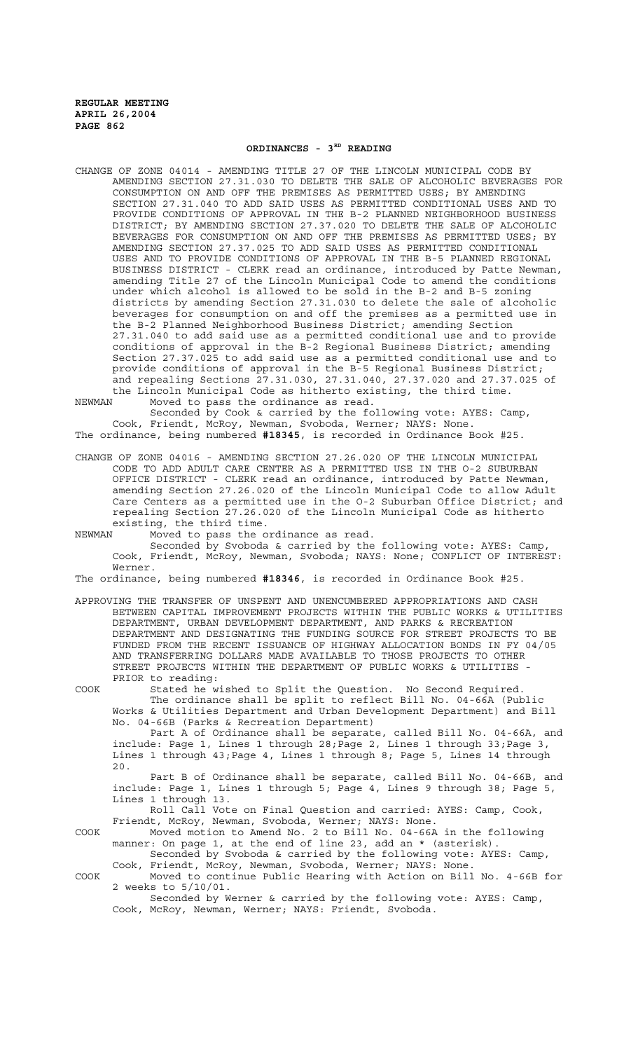## ORDINANCES - 3RD READING

CHANGE OF ZONE 04014 - AMENDING TITLE 27 OF THE LINCOLN MUNICIPAL CODE BY AMENDING SECTION 27.31.030 TO DELETE THE SALE OF ALCOHOLIC BEVERAGES FOR CONSUMPTION ON AND OFF THE PREMISES AS PERMITTED USES; BY AMENDING SECTION 27.31.040 TO ADD SAID USES AS PERMITTED CONDITIONAL USES AND TO PROVIDE CONDITIONS OF APPROVAL IN THE B-2 PLANNED NEIGHBORHOOD BUSINESS DISTRICT; BY AMENDING SECTION 27.37.020 TO DELETE THE SALE OF ALCOHOLIC BEVERAGES FOR CONSUMPTION ON AND OFF THE PREMISES AS PERMITTED USES; BY AMENDING SECTION 27.37.025 TO ADD SAID USES AS PERMITTED CONDITIONAL USES AND TO PROVIDE CONDITIONS OF APPROVAL IN THE B-5 PLANNED REGIONAL BUSINESS DISTRICT - CLERK read an ordinance, introduced by Patte Newman, amending Title 27 of the Lincoln Municipal Code to amend the conditions under which alcohol is allowed to be sold in the B-2 and B-5 zoning districts by amending Section 27.31.030 to delete the sale of alcoholic beverages for consumption on and off the premises as a permitted use in the B-2 Planned Neighborhood Business District; amending Section 27.31.040 to add said use as a permitted conditional use and to provide conditions of approval in the B-2 Regional Business District; amending Section 27.37.025 to add said use as a permitted conditional use and to provide conditions of approval in the B-5 Regional Business District; and repealing Sections 27.31.030, 27.31.040, 27.37.020 and 27.37.025 of the Lincoln Municipal Code as hitherto existing, the third time.

NEWMAN Moved to pass the ordinance as read.

Seconded by Cook & carried by the following vote: AYES: Camp, Cook, Friendt, McRoy, Newman, Svoboda, Werner; NAYS: None.

The ordinance, being numbered **#18345**, is recorded in Ordinance Book #25.

CHANGE OF ZONE 04016 - AMENDING SECTION 27.26.020 OF THE LINCOLN MUNICIPAL CODE TO ADD ADULT CARE CENTER AS A PERMITTED USE IN THE O-2 SUBURBAN OFFICE DISTRICT - CLERK read an ordinance, introduced by Patte Newman, amending Section 27.26.020 of the Lincoln Municipal Code to allow Adult Care Centers as a permitted use in the O-2 Suburban Office District; and repealing Section 27.26.020 of the Lincoln Municipal Code as hitherto existing, the third time.

NEWMAN Moved to pass the ordinance as read.

Seconded by Svoboda & carried by the following vote: AYES: Camp, Cook, Friendt, McRoy, Newman, Svoboda; NAYS: None; CONFLICT OF INTEREST: Werner.

The ordinance, being numbered **#18346**, is recorded in Ordinance Book #25.

APPROVING THE TRANSFER OF UNSPENT AND UNENCUMBERED APPROPRIATIONS AND CASH BETWEEN CAPITAL IMPROVEMENT PROJECTS WITHIN THE PUBLIC WORKS & UTILITIES DEPARTMENT, URBAN DEVELOPMENT DEPARTMENT, AND PARKS & RECREATION DEPARTMENT AND DESIGNATING THE FUNDING SOURCE FOR STREET PROJECTS TO BE FUNDED FROM THE RECENT ISSUANCE OF HIGHWAY ALLOCATION BONDS IN FY 04/05 AND TRANSFERRING DOLLARS MADE AVAILABLE TO THOSE PROJECTS TO OTHER STREET PROJECTS WITHIN THE DEPARTMENT OF PUBLIC WORKS & UTILITIES - PRIOR to reading:

COOK Stated he wished to Split the Question. No Second Required.

The ordinance shall be split to reflect Bill No. 04-66A (Public Works & Utilities Department and Urban Development Department) and Bill No. 04-66B (Parks & Recreation Department)

Part A of Ordinance shall be separate, called Bill No. 04-66A, and include: Page 1, Lines 1 through 28;Page 2, Lines 1 through 33;Page 3, Lines 1 through 43;Page 4, Lines 1 through 8; Page 5, Lines 14 through 20.

Part B of Ordinance shall be separate, called Bill No. 04-66B, and include: Page 1, Lines 1 through 5; Page 4, Lines 9 through 38; Page 5, Lines 1 through 13.

Roll Call Vote on Final Question and carried: AYES: Camp, Cook, Friendt, McRoy, Newman, Svoboda, Werner; NAYS: None.

COOK Moved motion to Amend No. 2 to Bill No. 04-66A in the following manner: On page 1, at the end of line 23, add an * (asterisk).

Seconded by Svoboda & carried by the following vote: AYES: Camp, Cook, Friendt, McRoy, Newman, Svoboda, Werner; NAYS: None.

COOK Moved to continue Public Hearing with Action on Bill No. 4-66B for 2 weeks to 5/10/01.

Seconded by Werner & carried by the following vote: AYES: Camp, Cook, McRoy, Newman, Werner; NAYS: Friendt, Svoboda.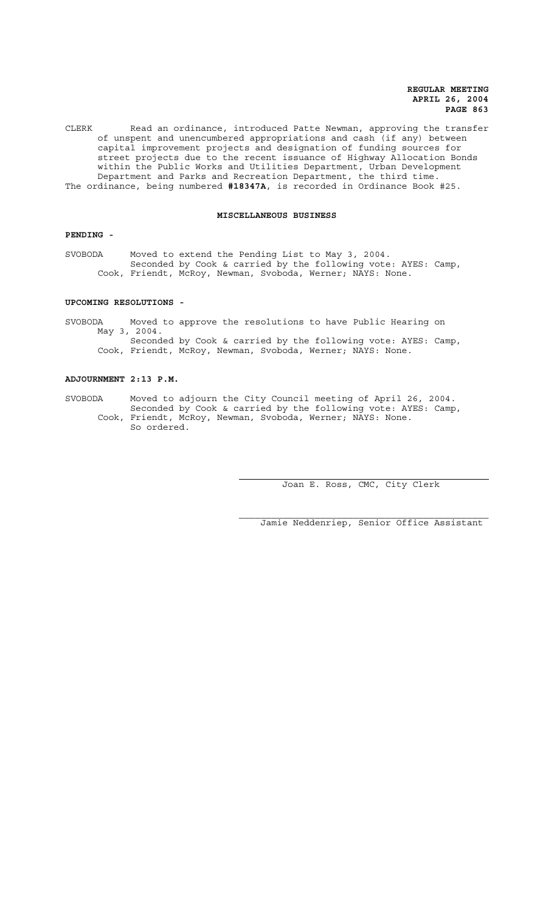CLERK Read an ordinance, introduced Patte Newman, approving the transfer of unspent and unencumbered appropriations and cash (if any) between capital improvement projects and designation of funding sources for street projects due to the recent issuance of Highway Allocation Bonds within the Public Works and Utilities Department, Urban Development Department and Parks and Recreation Department, the third time.
The ordinance, being numbered **#18347A**, is recorded in Ordinance Book #25.

## MISCELLANEOUS BUSINESS

**PENDING -**

SVOBODA Moved to extend the Pending List to May 3, 2004.
Seconded by Cook & carried by the following vote: AYES: Camp, Cook, Friendt, McRoy, Newman, Svoboda, Werner; NAYS: None.

**UPCOMING RESOLUTIONS -**

SVOBODA Moved to approve the resolutions to have Public Hearing on May 3, 2004.
Seconded by Cook & carried by the following vote: AYES: Camp, Cook, Friendt, McRoy, Newman, Svoboda, Werner; NAYS: None.

**ADJOURNMENT 2:13 P.M.**

SVOBODA Moved to adjourn the City Council meeting of April 26, 2004.
Seconded by Cook & carried by the following vote: AYES: Camp, Cook, Friendt, McRoy, Newman, Svoboda, Werner; NAYS: None.
So ordered.

Joan E. Ross, CMC, City Clerk

Jamie Neddenriep, Senior Office Assistant